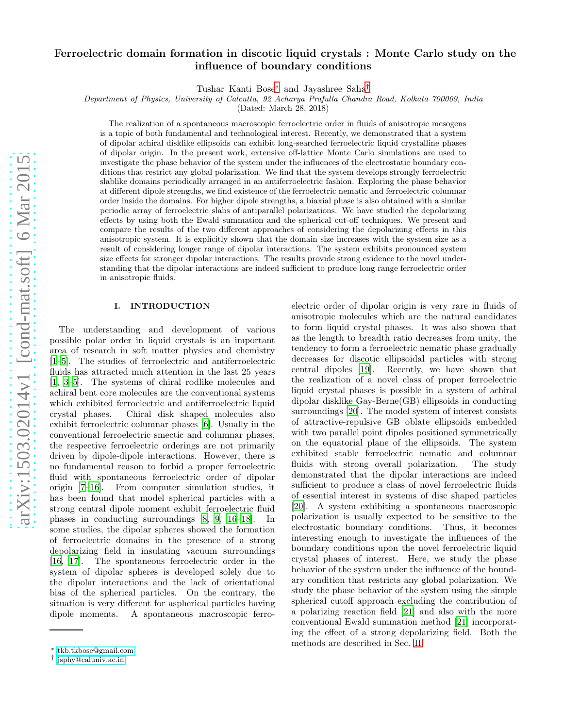# Ferroelectric domain formation in discotic liquid crystals : Monte Carlo study on the influence of boundary conditions

Tushar Kanti Bose[*] and Jayashree Saha[†]

*Department of Physics, University of Calcutta, 92 Acharya Prafulla Chandra Road, Kolkata 700009, India*

(Dated: March 28, 2018)

The realization of a spontaneous macroscopic ferroelectric order in fluids of anisotropic mesogens is a topic of both fundamental and technological interest. Recently, we demonstrated that a system of dipolar achiral disklike ellipsoids can exhibit long-searched ferroelectric liquid crystalline phases of dipolar origin. In the present work, extensive off-lattice Monte Carlo simulations are used to investigate the phase behavior of the system under the influences of the electrostatic boundary conditions that restrict any global polarization. We find that the system develops strongly ferroelectric slablike domains periodically arranged in an antiferroelectric fashion. Exploring the phase behavior at different dipole strengths, we find existence of the ferroelectric nematic and ferroelectric columnar order inside the domains. For higher dipole strengths, a biaxial phase is also obtained with a similar periodic array of ferroelectric slabs of antiparallel polarizations. We have studied the depolarizing effects by using both the Ewald summation and the spherical cut-off techniques. We present and compare the results of the two different approaches of considering the depolarizing effects in this anisotropic system. It is explicitly shown that the domain size increases with the system size as a result of considering longer range of dipolar interactions. The system exhibits pronounced system size effects for stronger dipolar interactions. The results provide strong evidence to the novel understanding that the dipolar interactions are indeed sufficient to produce long range ferroelectric order in anisotropic fluids.

## I. INTRODUCTION

The understanding and development of various possible polar order in liquid crystals is an important area of research in soft matter physics and chemistry [1–5]. The studies of ferroelectric and antiferroelectric fluids has attracted much attention in the last 25 years [1, 3–5]. The systems of chiral rodlike molecules and achiral bent core molecules are the conventional systems which exhibited ferroelectric and antiferroelectric liquid crystal phases. Chiral disk shaped molecules also exhibit ferroelectric columnar phases [6]. Usually in the conventional ferroelectric smectic and columnar phases, the respective ferroelectric orderings are not primarily driven by dipole-dipole interactions. However, there is no fundamental reason to forbid a proper ferroelectric fluid with spontaneous ferroelectric order of dipolar origin [7–16]. From computer simulation studies, it has been found that model spherical particles with a strong central dipole moment exhibit ferroelectric fluid phases in conducting surroundings [8, 9, 16–18]. In some studies, the dipolar spheres showed the formation of ferroelectric domains in the presence of a strong depolarizing field in insulating vacuum surroundings [16, 17]. The spontaneous ferroelectric order in the system of dipolar spheres is developed solely due to the dipolar interactions and the lack of orientational bias of the spherical particles. On the contrary, the situation is very different for aspherical particles having dipole moments. A spontaneous macroscopic ferroelectric order of dipolar origin is very rare in fluids of anisotropic molecules which are the natural candidates to form liquid crystal phases. It was also shown that as the length to breadth ratio decreases from unity, the tendency to form a ferroelectric nematic phase gradually decreases for discotic ellipsoidal particles with strong central dipoles [19]. Recently, we have shown that the realization of a novel class of proper ferroelectric liquid crystal phases is possible in a system of achiral dipolar disklike Gay-Berne(GB) ellipsoids in conducting surroundings [20]. The model system of interest consists of attractive-repulsive GB oblate ellipsoids embedded with two parallel point dipoles positioned symmetrically on the equatorial plane of the ellipsoids. The system exhibited stable ferroelectric nematic and columnar fluids with strong overall polarization. The study demonstrated that the dipolar interactions are indeed sufficient to produce a class of novel ferroelectric fluids of essential interest in systems of disc shaped particles [20]. A system exhibiting a spontaneous macroscopic polarization is usually expected to be sensitive to the electrostatic boundary conditions. Thus, it becomes interesting enough to investigate the influences of the boundary conditions upon the novel ferroelectric liquid crystal phases of interest. Here, we study the phase behavior of the system under the influence of the boundary condition that restricts any global polarization. We study the phase behavior of the system using the simple spherical cutoff approach excluding the contribution of a polarizing reaction field [21] and also with the more conventional Ewald summation method [21] incorporating the effect of a strong depolarizing field. Both the methods are described in Sec. II.

---

[*] tkb.tkbose@gmail.com

[†] jsphy@caluniv.ac.in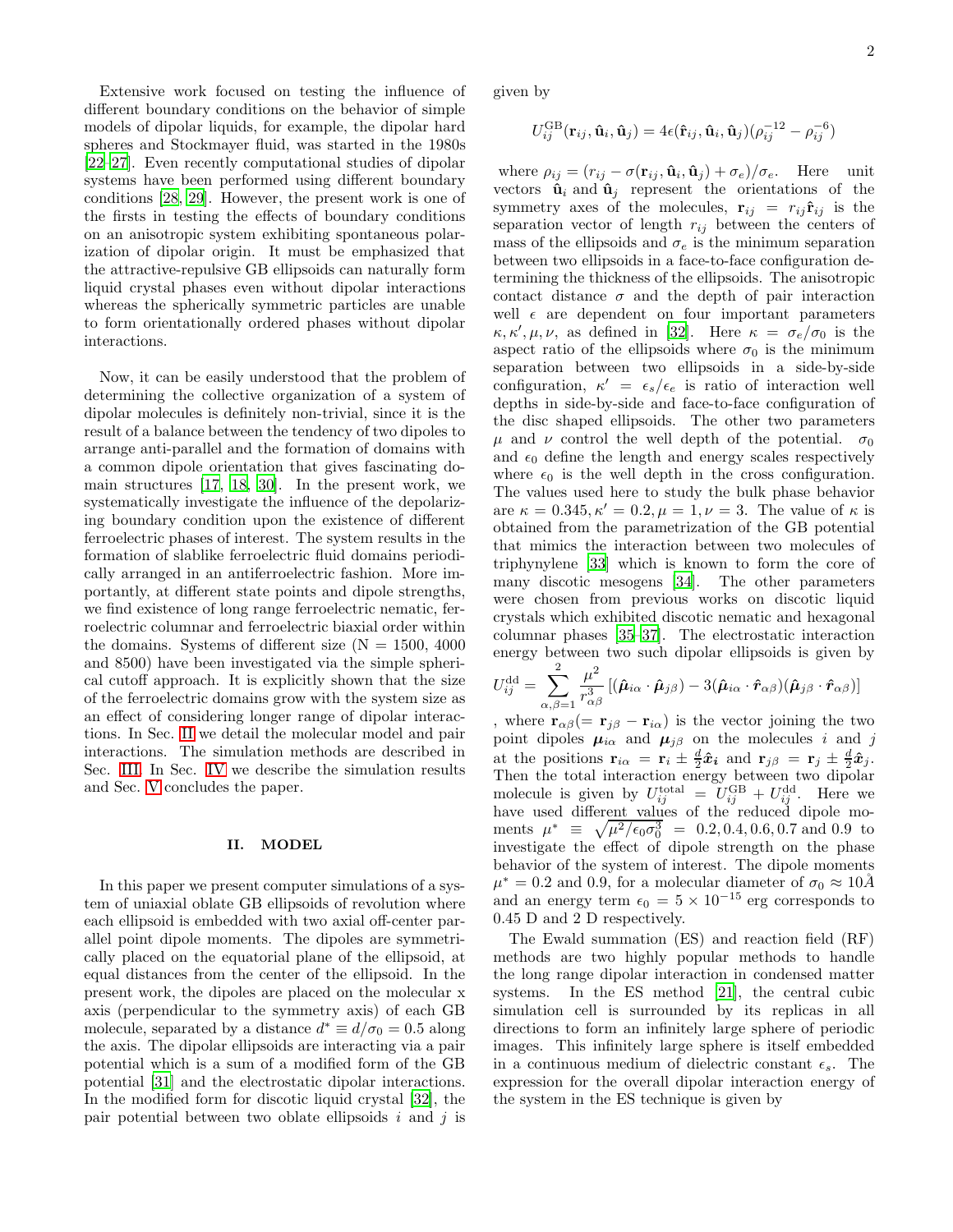Extensive work focused on testing the influence of different boundary conditions on the behavior of simple models of dipolar liquids, for example, the dipolar hard spheres and Stockmayer fluid, was started in the 1980s [22–27]. Even recently computational studies of dipolar systems have been performed using different boundary conditions [28, 29]. However, the present work is one of the firsts in testing the effects of boundary conditions on an anisotropic system exhibiting spontaneous polarization of dipolar origin. It must be emphasized that the attractive-repulsive GB ellipsoids can naturally form liquid crystal phases even without dipolar interactions whereas the spherically symmetric particles are unable to form orientationally ordered phases without dipolar interactions.

Now, it can be easily understood that the problem of determining the collective organization of a system of dipolar molecules is definitely non-trivial, since it is the result of a balance between the tendency of two dipoles to arrange anti-parallel and the formation of domains with a common dipole orientation that gives fascinating domain structures [17, 18, 30]. In the present work, we systematically investigate the influence of the depolarizing boundary condition upon the existence of different ferroelectric phases of interest. The system results in the formation of slablike ferroelectric fluid domains periodically arranged in an antiferroelectric fashion. More importantly, at different state points and dipole strengths, we find existence of long range ferroelectric nematic, ferroelectric columnar and ferroelectric biaxial order within the domains. Systems of different size (N = 1500, 4000 and 8500) have been investigated via the simple spherical cutoff approach. It is explicitly shown that the size of the ferroelectric domains grow with the system size as an effect of considering longer range of dipolar interactions. In Sec. II we detail the molecular model and pair interactions. The simulation methods are described in Sec. III. In Sec. IV we describe the simulation results and Sec. V concludes the paper.

## II. MODEL

In this paper we present computer simulations of a system of uniaxial oblate GB ellipsoids of revolution where each ellipsoid is embedded with two axial off-center parallel point dipole moments. The dipoles are symmetrically placed on the equatorial plane of the ellipsoid, at equal distances from the center of the ellipsoid. In the present work, the dipoles are placed on the molecular x axis (perpendicular to the symmetry axis) of each GB molecule, separated by a distance $d^* \equiv d/\sigma_0 = 0.5$ along the axis. The dipolar ellipsoids are interacting via a pair potential which is a sum of a modified form of the GB potential [31] and the electrostatic dipolar interactions. In the modified form for discotic liquid crystal [32], the pair potential between two oblate ellipsoids $i$ and $j$ is given by

$$U_{ij}^{\mathrm{GB}}(\mathbf{r}_{ij}, \hat{\mathbf{u}}_i, \hat{\mathbf{u}}_j) = 4\epsilon(\hat{\mathbf{r}}_{ij}, \hat{\mathbf{u}}_i, \hat{\mathbf{u}}_j)(\rho_{ij}^{-12} - \rho_{ij}^{-6})$$

where $\rho_{ij} = (r_{ij} - \sigma(\mathbf{r}_{ij}, \hat{\mathbf{u}}_i, \hat{\mathbf{u}}_j) + \sigma_e)/\sigma_e$. Here unit vectors $\hat{\mathbf{u}}_i$ and $\hat{\mathbf{u}}_j$ represent the orientations of the symmetry axes of the molecules, $\mathbf{r}_{ij} = r_{ij}\hat{\mathbf{r}}_{ij}$ is the separation vector of length $r_{ij}$ between the centers of mass of the ellipsoids and $\sigma_e$ is the minimum separation between two ellipsoids in a face-to-face configuration determining the thickness of the ellipsoids. The anisotropic contact distance $\sigma$ and the depth of pair interaction well $\epsilon$ are dependent on four important parameters $\kappa, \kappa', \mu, \nu$, as defined in [32]. Here $\kappa = \sigma_e/\sigma_0$ is the aspect ratio of the ellipsoids where $\sigma_0$ is the minimum separation between two ellipsoids in a side-by-side configuration, $\kappa' = \epsilon_s/\epsilon_e$ is ratio of interaction well depths in side-by-side and face-to-face configuration of the disc shaped ellipsoids. The other two parameters $\mu$ and $\nu$ control the well depth of the potential. $\sigma_0$ and $\epsilon_0$ define the length and energy scales respectively where $\epsilon_0$ is the well depth in the cross configuration. The values used here to study the bulk phase behavior are $\kappa = 0.345, \kappa' = 0.2, \mu = 1, \nu = 3$. The value of $\kappa$ is obtained from the parametrization of the GB potential that mimics the interaction between two molecules of triphynylene [33] which is known to form the core of many discotic mesogens [34]. The other parameters were chosen from previous works on discotic liquid crystals which exhibited discotic nematic and hexagonal columnar phases [35–37]. The electrostatic interaction energy between two such dipolar ellipsoids is given by

$$U_{ij}^{\mathrm{dd}} = \sum_{\alpha,\beta=1}^{2} \frac{\mu^2}{r_{\alpha\beta}^3} \left[ (\hat{\boldsymbol{\mu}}_{i\alpha} \cdot \hat{\boldsymbol{\mu}}_{j\beta}) - 3(\hat{\boldsymbol{\mu}}_{i\alpha} \cdot \hat{\boldsymbol{r}}_{\alpha\beta})(\hat{\boldsymbol{\mu}}_{j\beta} \cdot \hat{\boldsymbol{r}}_{\alpha\beta}) \right]$$

, where $\mathbf{r}_{\alpha\beta} (= \mathbf{r}_{j\beta} - \mathbf{r}_{i\alpha})$ is the vector joining the two point dipoles $\boldsymbol{\mu}_{i\alpha}$ and $\boldsymbol{\mu}_{j\beta}$ on the molecules $i$ and $j$ at the positions $\mathbf{r}_{i\alpha} = \mathbf{r}_i \pm \frac{d}{2}\hat{\boldsymbol{x}}_{\boldsymbol{i}}$ and $\mathbf{r}_{j\beta} = \mathbf{r}_j \pm \frac{d}{2}\hat{\boldsymbol{x}}_j$. Then the total interaction energy between two dipolar molecule is given by $U_{ij}^{\mathrm{total}} = U_{ij}^{\mathrm{GB}} + U_{ij}^{\mathrm{dd}}$. Here we have used different values of the reduced dipole moments $\mu^* \equiv \sqrt{\mu^2/\epsilon_0\sigma_0^3} = 0.2, 0.4, 0.6, 0.7$ and $0.9$ to investigate the effect of dipole strength on the phase behavior of the system of interest. The dipole moments $\mu^* = 0.2$ and $0.9$, for a molecular diameter of $\sigma_0 \approx 10\mathring{A}$ and an energy term $\epsilon_0 = 5 \times 10^{-15}$ erg corresponds to 0.45 D and 2 D respectively.

The Ewald summation (ES) and reaction field (RF) methods are two highly popular methods to handle the long range dipolar interaction in condensed matter systems. In the ES method [21], the central cubic simulation cell is surrounded by its replicas in all directions to form an infinitely large sphere of periodic images. This infinitely large sphere is itself embedded in a continuous medium of dielectric constant $\epsilon_s$. The expression for the overall dipolar interaction energy of the system in the ES technique is given by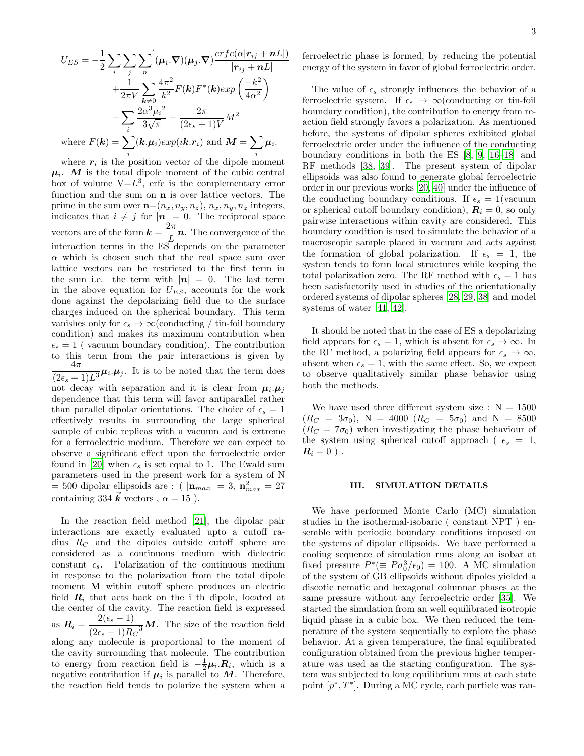$$U_{ES} = -\frac{1}{2}\sum_i \sum_j {\sum_n}^{'} (\boldsymbol{\mu}_i.\boldsymbol{\nabla})(\boldsymbol{\mu}_j.\boldsymbol{\nabla})\frac{erfc(\alpha|\boldsymbol{r}_{ij}+\boldsymbol{n}L|)}{|\boldsymbol{r}_{ij}+\boldsymbol{n}L|}$$
$$+\frac{1}{2\pi V}\sum_{\boldsymbol{k}\neq 0}\frac{4\pi^2}{k^2}F(\boldsymbol{k})F^*(\boldsymbol{k})exp\left(\frac{-k^2}{4\alpha^2}\right)$$
$$-\sum_i \frac{2\alpha^3{\mu_i}^2}{3\sqrt{\pi}} + \frac{2\pi}{(2\epsilon_s+1)V}M^2$$

where $F(\boldsymbol{k}) = \sum_i (\boldsymbol{k}.\boldsymbol{\mu}_i)exp(i\boldsymbol{k}.\boldsymbol{r}_i)$ and $\boldsymbol{M} = \sum_i \boldsymbol{\mu}_i$.

where $\boldsymbol{r}_i$ is the position vector of the dipole moment $\boldsymbol{\mu}_i$. $\boldsymbol{M}$ is the total dipole moment of the cubic central box of volume V=$L^3$, erfc is the complementary error function and the sum on **n** is over lattice vectors. The prime in the sum over $\mathbf{n}$=$(n_x, n_y, n_z)$, $n_x, n_y, n_z$ integers, indicates that $i \neq j$ for $|\boldsymbol{n}| = 0$. The reciprocal space vectors are of the form $\boldsymbol{k} = \frac{2\pi}{L}\boldsymbol{n}$. The convergence of the interaction terms in the ES depends on the parameter $\alpha$ which is chosen such that the real space sum over lattice vectors can be restricted to the first term in the sum i.e. the term with $|\boldsymbol{n}| = 0$. The last term in the above equation for $U_{ES}$, accounts for the work done against the depolarizing field due to the surface charges induced on the spherical boundary. This term vanishes only for $\epsilon_s \to \infty$(conducting / tin-foil boundary condition) and makes its maximum contribution when $\epsilon_s = 1$ ( vacuum boundary condition). The contribution to this term from the pair interactions is given by $\frac{4\pi}{(2\epsilon_s+1)L^3}\boldsymbol{\mu}_i.\boldsymbol{\mu}_j$. It is to be noted that the term does not decay with separation and it is clear from $\boldsymbol{\mu}_i.\boldsymbol{\mu}_j$ dependence that this term will favor antiparallel rather than parallel dipolar orientations. The choice of $\epsilon_s = 1$ effectively results in surrounding the large spherical sample of cubic replicas with a vacuum and is extreme for a ferroelectric medium. Therefore we can expect to observe a significant effect upon the ferroelectric order found in [20] when $\epsilon_s$ is set equal to 1. The Ewald sum parameters used in the present work for a system of N = 500 dipolar ellipsoids are : ( $|\mathbf{n}_{max}| = 3$, $\mathbf{n}^2_{max} = 27$ containing 334 $\vec{\boldsymbol{k}}$ vectors , $\alpha = 15$ ).

In the reaction field method [21], the dipolar pair interactions are exactly evaluated upto a cutoff radius $R_C$ and the dipoles outside cutoff sphere are considered as a continuous medium with dielectric constant $\epsilon_s$. Polarization of the continuous medium in response to the polarization from the total dipole moment **M** within cutoff sphere produces an electric field $\boldsymbol{R}_i$ that acts back on the i th dipole, located at the center of the cavity. The reaction field is expressed as $\boldsymbol{R}_i = \frac{2(\epsilon_s - 1)}{(2\epsilon_s+1){R_C}^3}\boldsymbol{M}$. The size of the reaction field along any molecule is proportional to the moment of the cavity surrounding that molecule. The contribution to energy from reaction field is $-\frac{1}{2}\boldsymbol{\mu}_i.\boldsymbol{R}_i$, which is a negative contribution if $\boldsymbol{\mu}_i$ is parallel to $\boldsymbol{M}$. Therefore, the reaction field tends to polarize the system when a ferroelectric phase is formed, by reducing the potential energy of the system in favor of global ferroelectric order.

The value of $\epsilon_s$ strongly influences the behavior of a ferroelectric system. If $\epsilon_s \to \infty$(conducting or tin-foil boundary condition), the contribution to energy from reaction field strongly favors a polarization. As mentioned before, the systems of dipolar spheres exhibited global ferroelectric order under the influence of the conducting boundary conditions in both the ES [8, 9, 16–18] and RF methods [38, 39]. The present system of dipolar ellipsoids was also found to generate global ferroelectric order in our previous works [20, 40] under the influence of the conducting boundary conditions. If $\epsilon_s = 1$(vacuum or spherical cutoff boundary condition), $\boldsymbol{R}_i = 0$, so only pairwise interactions within cavity are considered. This boundary condition is used to simulate the behavior of a macroscopic sample placed in vacuum and acts against the formation of global polarization. If $\epsilon_s = 1$, the system tends to form local structures while keeping the total polarization zero. The RF method with $\epsilon_s = 1$ has been satisfactorily used in studies of the orientationally ordered systems of dipolar spheres [28, 29, 38] and model systems of water [41, 42].

It should be noted that in the case of ES a depolarizing field appears for $\epsilon_s = 1$, which is absent for $\epsilon_s \to \infty$. In the RF method, a polarizing field appears for $\epsilon_s \to \infty$, absent when $\epsilon_s = 1$, with the same effect. So, we expect to observe qualitatively similar phase behavior using both the methods.

We have used three different system size : N = 1500 ($R_C = 3\sigma_0$), N = 4000 ($R_C = 5\sigma_0$) and N = 8500 ($R_C = 7\sigma_0$) when investigating the phase behaviour of the system using spherical cutoff approach ( $\epsilon_s = 1$, $\boldsymbol{R}_i = 0$ ) .

## III. SIMULATION DETAILS

We have performed Monte Carlo (MC) simulation studies in the isothermal-isobaric ( constant NPT ) ensemble with periodic boundary conditions imposed on the systems of dipolar ellipsoids. We have performed a cooling sequence of simulation runs along an isobar at fixed pressure $P^*(\equiv P\sigma_0^3/\epsilon_0) = 100$. A MC simulation of the system of GB ellipsoids without dipoles yielded a discotic nematic and hexagonal columnar phases at the same pressure without any ferroelectric order [35]. We started the simulation from an well equilibrated isotropic liquid phase in a cubic box. We then reduced the temperature of the system sequentially to explore the phase behavior. At a given temperature, the final equilibrated configuration obtained from the previous higher temperature was used as the starting configuration. The system was subjected to long equilibrium runs at each state point $[p^*, T^*]$. During a MC cycle, each particle was ran-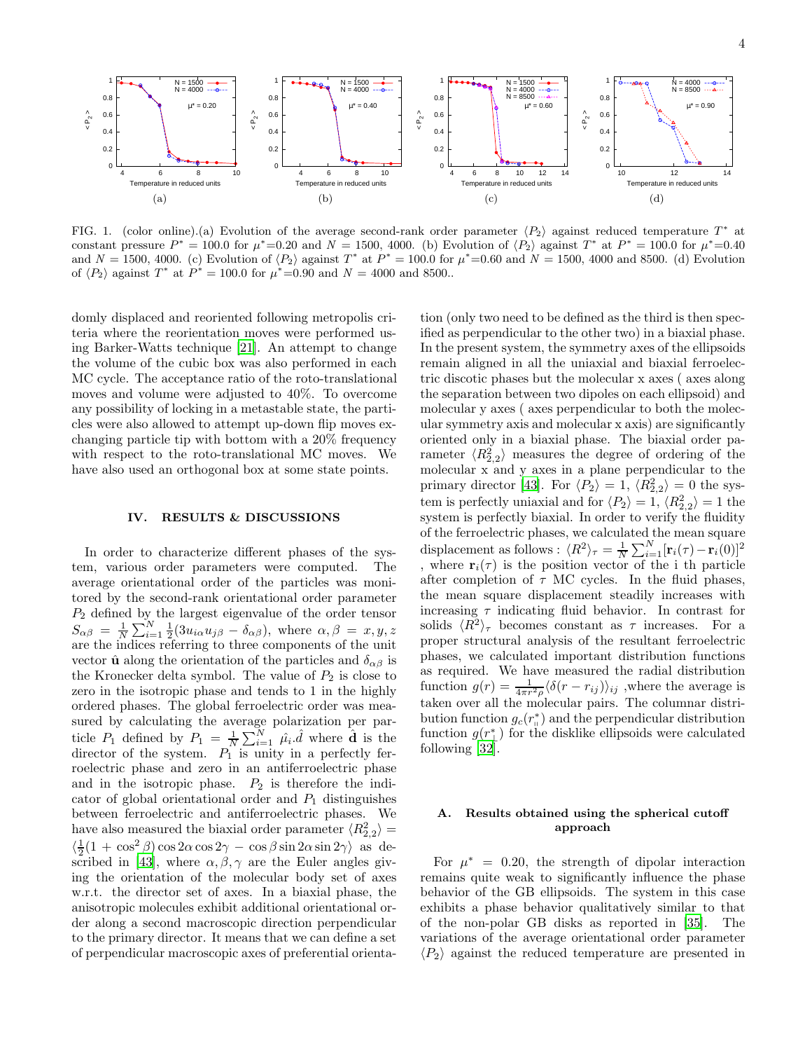FIG. 1. (color online).(a) Evolution of the average second-rank order parameter $\langle P_2 \rangle$ against reduced temperature $T^*$ at constant pressure $P^* = 100.0$ for $\mu^*$=0.20 and $N$ = 1500, 4000. (b) Evolution of $\langle P_2 \rangle$ against $T^*$ at $P^* = 100.0$ for $\mu^*$=0.40 and $N$ = 1500, 4000. (c) Evolution of $\langle P_2 \rangle$ against $T^*$ at $P^* = 100.0$ for $\mu^*$=0.60 and $N$ = 1500, 4000 and 8500. (d) Evolution of $\langle P_2 \rangle$ against $T^*$ at $P^* = 100.0$ for $\mu^*$=0.90 and $N$ = 4000 and 8500..

domly displaced and reoriented following metropolis criteria where the reorientation moves were performed using Barker-Watts technique [21]. An attempt to change the volume of the cubic box was also performed in each MC cycle. The acceptance ratio of the roto-translational moves and volume were adjusted to 40%. To overcome any possibility of locking in a metastable state, the particles were also allowed to attempt up-down flip moves exchanging particle tip with bottom with a 20% frequency with respect to the roto-translational MC moves. We have also used an orthogonal box at some state points.

## IV. RESULTS & DISCUSSIONS

In order to characterize different phases of the system, various order parameters were computed. The average orientational order of the particles was monitored by the second-rank orientational order parameter $P_2$ defined by the largest eigenvalue of the order tensor $S_{\alpha\beta} = \frac{1}{N}\sum_{i=1}^{N}\frac{1}{2}(3u_{i\alpha}u_{j\beta} - \delta_{\alpha\beta})$, where $\alpha, \beta = x, y, z$ are the indices referring to three components of the unit vector $\hat{\mathbf{u}}$ along the orientation of the particles and $\delta_{\alpha\beta}$ is the Kronecker delta symbol. The value of $P_2$ is close to zero in the isotropic phase and tends to 1 in the highly ordered phases. The global ferroelectric order was measured by calculating the average polarization per particle $P_1$ defined by $P_1 = \frac{1}{N}\sum_{i=1}^{N} \hat{\mu_i}.\hat{d}$ where $\hat{\mathbf{d}}$ is the director of the system. $P_1$ is unity in a perfectly ferroelectric phase and zero in an antiferroelectric phase and in the isotropic phase. $P_2$ is therefore the indicator of global orientational order and $P_1$ distinguishes between ferroelectric and antiferroelectric phases. We have also measured the biaxial order parameter $\langle R^2_{2,2}\rangle = \langle \frac{1}{2}(1 + \cos^2\beta)\cos 2\alpha \cos 2\gamma - \cos\beta \sin 2\alpha \sin 2\gamma \rangle$ as described in [43], where $\alpha, \beta, \gamma$ are the Euler angles giving the orientation of the molecular body set of axes w.r.t. the director set of axes. In a biaxial phase, the anisotropic molecules exhibit additional orientational order along a second macroscopic direction perpendicular to the primary director. It means that we can define a set of perpendicular macroscopic axes of preferential orientation (only two need to be defined as the third is then specified as perpendicular to the other two) in a biaxial phase. In the present system, the symmetry axes of the ellipsoids remain aligned in all the uniaxial and biaxial ferroelectric discotic phases but the molecular x axes ( axes along the separation between two dipoles on each ellipsoid) and molecular y axes ( axes perpendicular to both the molecular symmetry axis and molecular x axis) are significantly oriented only in a biaxial phase. The biaxial order parameter $\langle R^2_{2,2}\rangle$ measures the degree of ordering of the molecular x and y axes in a plane perpendicular to the primary director [43]. For $\langle P_2\rangle = 1$, $\langle R^2_{2,2}\rangle = 0$ the system is perfectly uniaxial and for $\langle P_2\rangle = 1$, $\langle R^2_{2,2}\rangle = 1$ the system is perfectly biaxial. In order to verify the fluidity of the ferroelectric phases, we calculated the mean square displacement as follows : $\langle R^2\rangle_\tau = \frac{1}{N}\sum_{i=1}^{N}[\mathbf{r}_i(\tau) - \mathbf{r}_i(0)]^2$ , where $\mathbf{r}_i(\tau)$ is the position vector of the i th particle after completion of $\tau$ MC cycles. In the fluid phases, the mean square displacement steadily increases with increasing $\tau$ indicating fluid behavior. In contrast for solids $\langle R^2\rangle_\tau$ becomes constant as $\tau$ increases. For a proper structural analysis of the resultant ferroelectric phases, we calculated important distribution functions as required. We have measured the radial distribution function $g(r) = \frac{1}{4\pi r^2 \rho}\langle \delta(r - r_{ij})\rangle_{ij}$ ,where the average is taken over all the molecular pairs. The columnar distribution function $g_c(r^*_{\parallel})$ and the perpendicular distribution function $g(r^*_{\perp})$ for the disklike ellipsoids were calculated following [32].

### A. Results obtained using the spherical cutoff approach

For $\mu^* = 0.20$, the strength of dipolar interaction remains quite weak to significantly influence the phase behavior of the GB ellipsoids. The system in this case exhibits a phase behavior qualitatively similar to that of the non-polar GB disks as reported in [35]. The variations of the average orientational order parameter $\langle P_2\rangle$ against the reduced temperature are presented in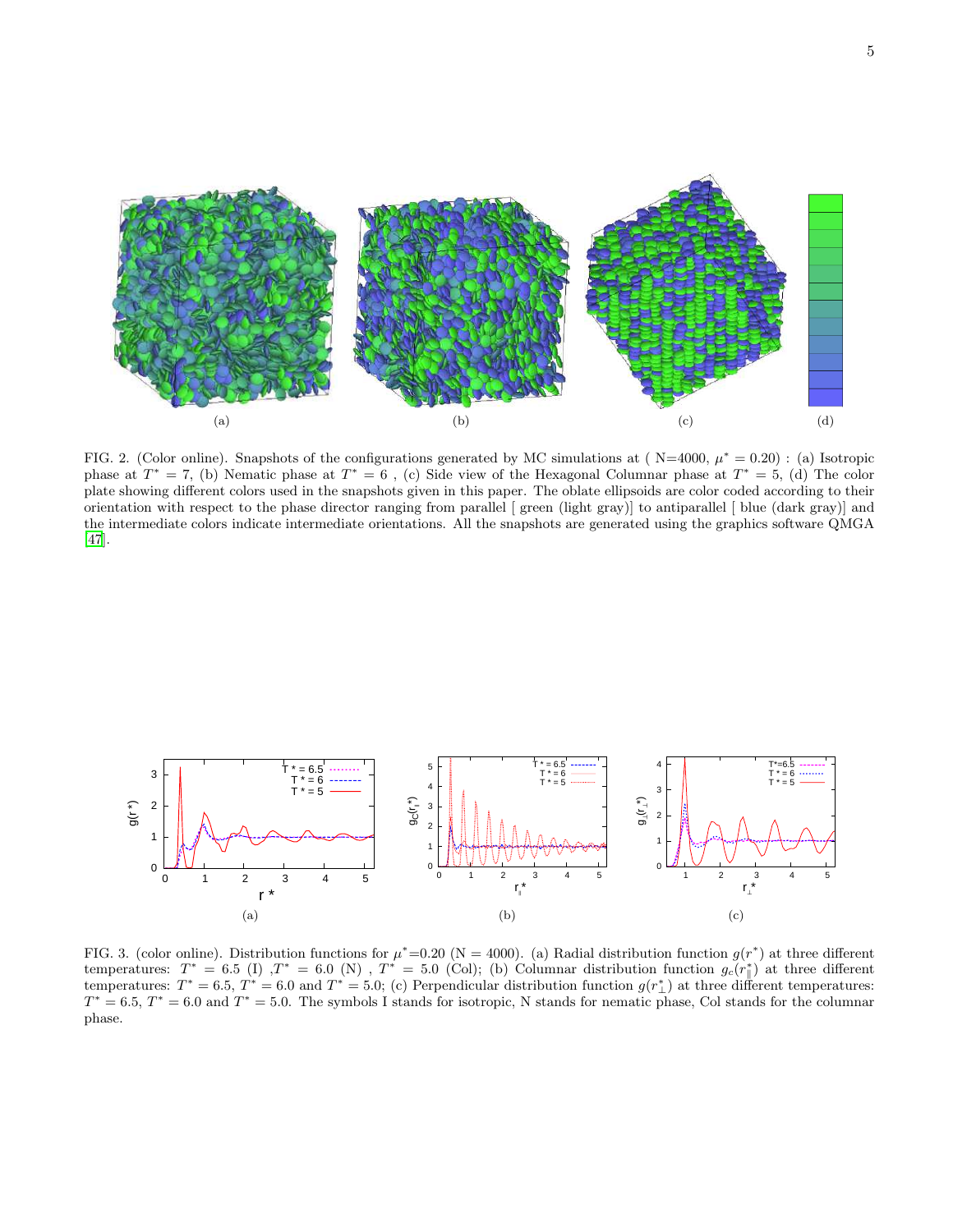FIG. 2. (Color online). Snapshots of the configurations generated by MC simulations at ( N=4000, $\mu^* = 0.20$) : (a) Isotropic phase at $T^* = 7$, (b) Nematic phase at $T^* = 6$ , (c) Side view of the Hexagonal Columnar phase at $T^* = 5$, (d) The color plate showing different colors used in the snapshots given in this paper. The oblate ellipsoids are color coded according to their orientation with respect to the phase director ranging from parallel [ green (light gray)] to antiparallel [ blue (dark gray)] and the intermediate colors indicate intermediate orientations. All the snapshots are generated using the graphics software QMGA [47].

FIG. 3. (color online). Distribution functions for $\mu^*$=0.20 (N = 4000). (a) Radial distribution function $g(r^*)$ at three different temperatures: $T^* = 6.5$ (I) ,$T^* = 6.0$ (N) , $T^* = 5.0$ (Col); (b) Columnar distribution function $g_c(r^*_\parallel)$ at three different temperatures: $T^* = 6.5$, $T^* = 6.0$ and $T^* = 5.0$; (c) Perpendicular distribution function $g(r^*_\perp)$ at three different temperatures: $T^* = 6.5$, $T^* = 6.0$ and $T^* = 5.0$. The symbols I stands for isotropic, N stands for nematic phase, Col stands for the columnar phase.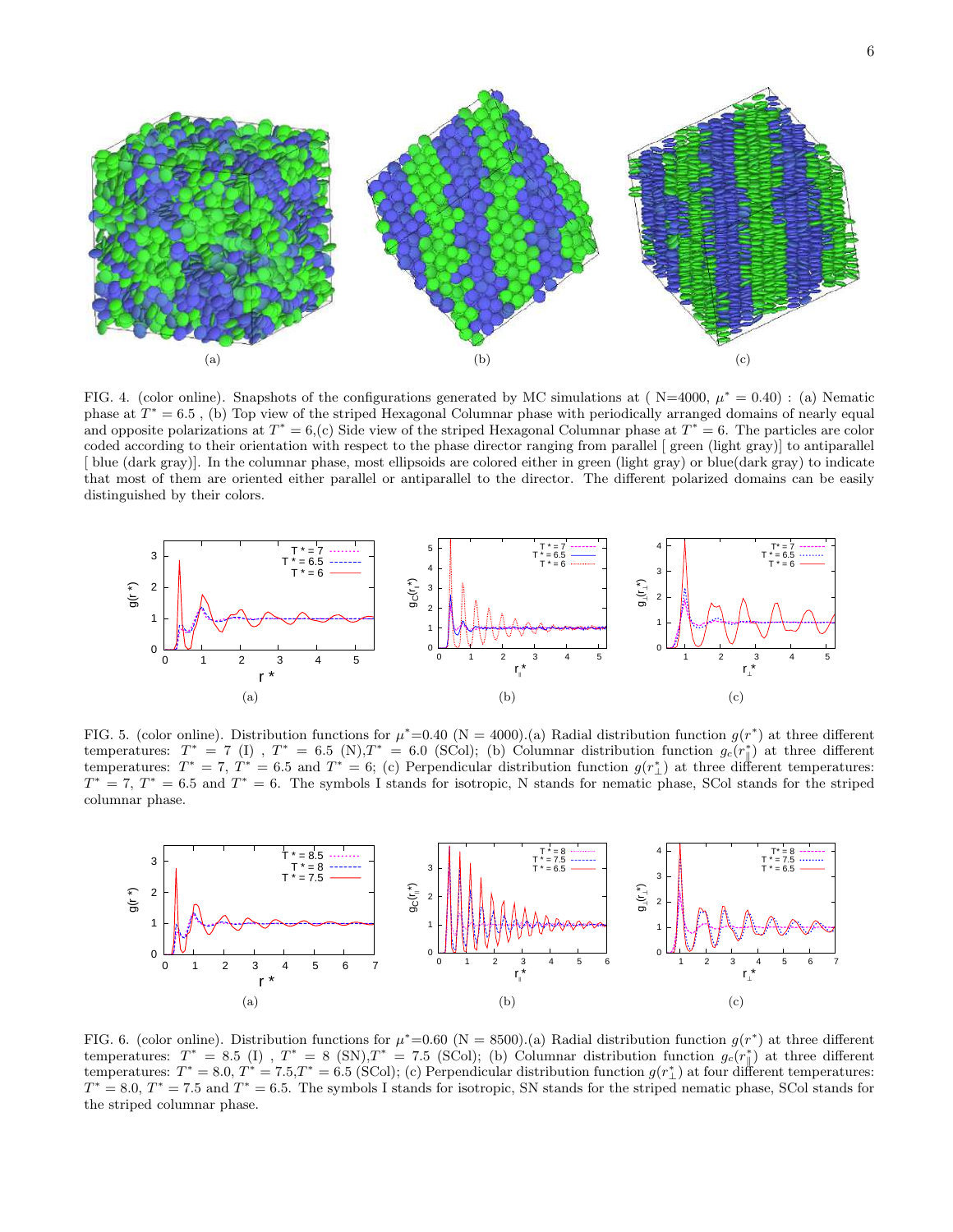FIG. 4. (color online). Snapshots of the configurations generated by MC simulations at ( N=4000, $\mu^* = 0.40$) : (a) Nematic phase at $T^* = 6.5$ , (b) Top view of the striped Hexagonal Columnar phase with periodically arranged domains of nearly equal and opposite polarizations at $T^* = 6$,(c) Side view of the striped Hexagonal Columnar phase at $T^* = 6$. The particles are color coded according to their orientation with respect to the phase director ranging from parallel [ green (light gray)] to antiparallel [ blue (dark gray)]. In the columnar phase, most ellipsoids are colored either in green (light gray) or blue(dark gray) to indicate that most of them are oriented either parallel or antiparallel to the director. The different polarized domains can be easily distinguished by their colors.

FIG. 5. (color online). Distribution functions for $\mu^*$=0.40 (N = 4000).(a) Radial distribution function $g(r^*)$ at three different temperatures: $T^* = 7$ (I) , $T^* = 6.5$ (N),$T^* = 6.0$ (SCol); (b) Columnar distribution function $g_c(r^*_\parallel)$ at three different temperatures: $T^* = 7$, $T^* = 6.5$ and $T^* = 6$; (c) Perpendicular distribution function $g(r^*_\perp)$ at three different temperatures: $T^* = 7$, $T^* = 6.5$ and $T^* = 6$. The symbols I stands for isotropic, N stands for nematic phase, SCol stands for the striped columnar phase.

FIG. 6. (color online). Distribution functions for $\mu^*$=0.60 (N = 8500).(a) Radial distribution function $g(r^*)$ at three different temperatures: $T^* = 8.5$ (I) , $T^* = 8$ (SN),$T^* = 7.5$ (SCol); (b) Columnar distribution function $g_c(r^*_\parallel)$ at three different temperatures: $T^* = 8.0$, $T^* = 7.5$,$T^* = 6.5$ (SCol); (c) Perpendicular distribution function $g(r^*_\perp)$ at four different temperatures: $T^* = 8.0$, $T^* = 7.5$ and $T^* = 6.5$. The symbols I stands for isotropic, SN stands for the striped nematic phase, SCol stands for the striped columnar phase.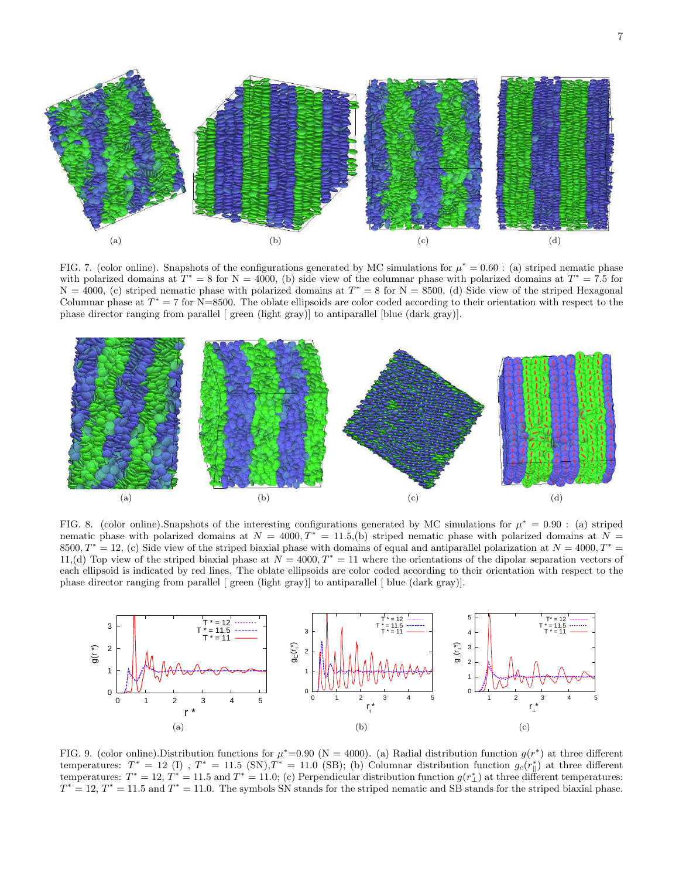FIG. 7. (color online). Snapshots of the configurations generated by MC simulations for $\mu^* = 0.60$ : (a) striped nematic phase with polarized domains at $T^* = 8$ for N = 4000, (b) side view of the columnar phase with polarized domains at $T^* = 7.5$ for N = 4000, (c) striped nematic phase with polarized domains at $T^* = 8$ for N = 8500, (d) Side view of the striped Hexagonal Columnar phase at $T^* = 7$ for N=8500. The oblate ellipsoids are color coded according to their orientation with respect to the phase director ranging from parallel [ green (light gray)] to antiparallel [blue (dark gray)].

FIG. 8. (color online).Snapshots of the interesting configurations generated by MC simulations for $\mu^* = 0.90$ : (a) striped nematic phase with polarized domains at $N = 4000, T^* = 11.5$,(b) striped nematic phase with polarized domains at $N = 8500, T^* = 12$, (c) Side view of the striped biaxial phase with domains of equal and antiparallel polarization at $N = 4000, T^* = 11$,(d) Top view of the striped biaxial phase at $N = 4000, T^* = 11$ where the orientations of the dipolar separation vectors of each ellipsoid is indicated by red lines. The oblate ellipsoids are color coded according to their orientation with respect to the phase director ranging from parallel [ green (light gray)] to antiparallel [ blue (dark gray)].

FIG. 9. (color online).Distribution functions for $\mu^*$=0.90 (N = 4000). (a) Radial distribution function $g(r^*)$ at three different temperatures: $T^* = 12$ (I) , $T^* = 11.5$ (SN),$T^* = 11.0$ (SB); (b) Columnar distribution function $g_c(r^*_{\parallel})$ at three different temperatures: $T^* = 12$, $T^* = 11.5$ and $T^* = 11.0$; (c) Perpendicular distribution function $g(r^*_{\perp})$ at three different temperatures: $T^* = 12$, $T^* = 11.5$ and $T^* = 11.0$. The symbols SN stands for the striped nematic and SB stands for the striped biaxial phase.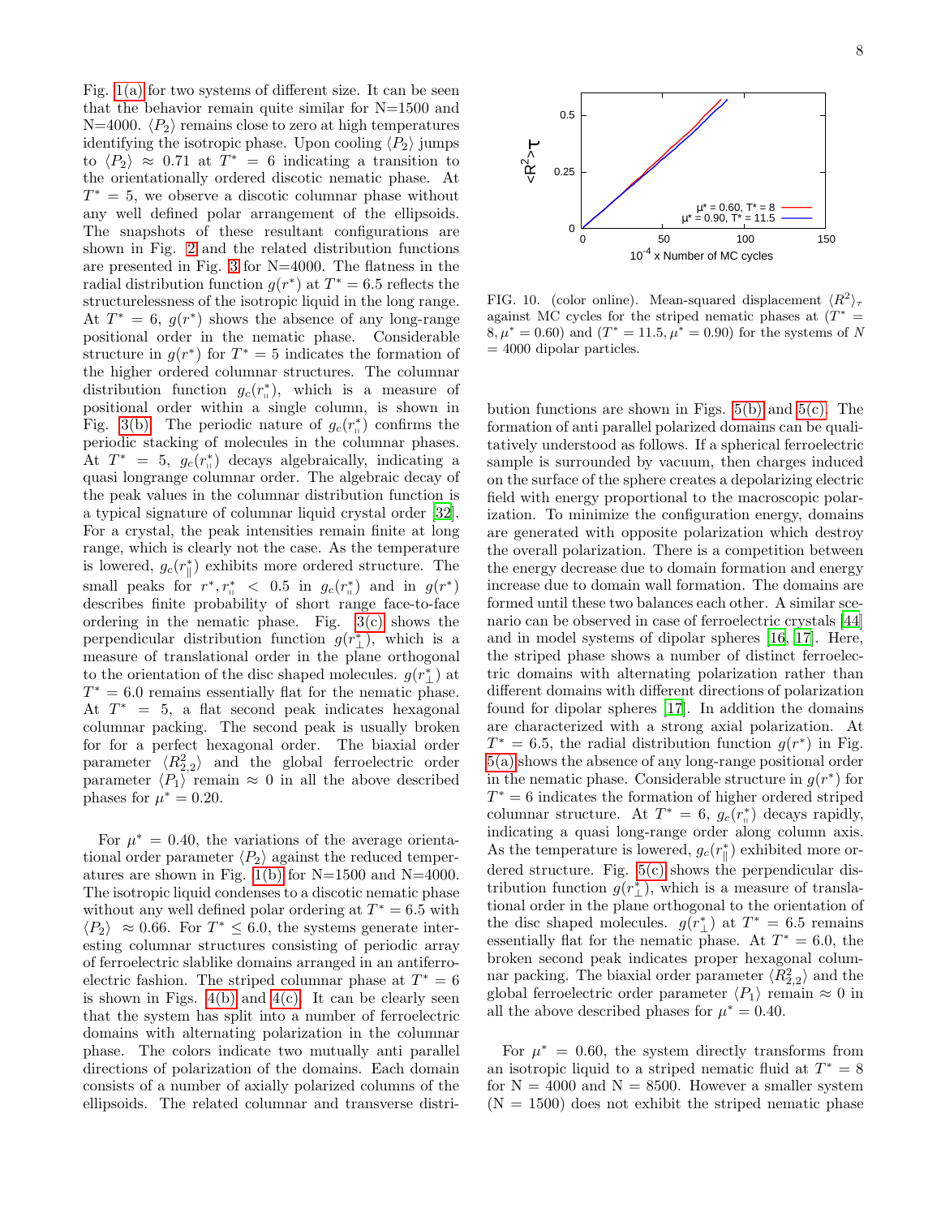Fig. 1(a) for two systems of different size. It can be seen that the behavior remain quite similar for N=1500 and N=4000. $\langle P_2 \rangle$ remains close to zero at high temperatures identifying the isotropic phase. Upon cooling $\langle P_2 \rangle$ jumps to $\langle P_2 \rangle \approx 0.71$ at $T^* = 6$ indicating a transition to the orientationally ordered discotic nematic phase. At $T^* = 5$, we observe a discotic columnar phase without any well defined polar arrangement of the ellipsoids. The snapshots of these resultant configurations are shown in Fig. 2 and the related distribution functions are presented in Fig. 3 for N=4000. The flatness in the radial distribution function $g(r^*)$ at $T^* = 6.5$ reflects the structurelessness of the isotropic liquid in the long range. At $T^* = 6$, $g(r^*)$ shows the absence of any long-range positional order in the nematic phase. Considerable structure in $g(r^*)$ for $T^* = 5$ indicates the formation of the higher ordered columnar structures. The columnar distribution function $g_c(r^*_{\parallel})$, which is a measure of positional order within a single column, is shown in Fig. 3(b). The periodic nature of $g_c(r^*_{\parallel})$ confirms the periodic stacking of molecules in the columnar phases. At $T^* = 5$, $g_c(r^*_{\parallel})$ decays algebraically, indicating a quasi longrange columnar order. The algebraic decay of the peak values in the columnar distribution function is a typical signature of columnar liquid crystal order [32]. For a crystal, the peak intensities remain finite at long range, which is clearly not the case. As the temperature is lowered, $g_c(r^*_{\parallel})$ exhibits more ordered structure. The small peaks for $r^*, r^*_{\parallel} < 0.5$ in $g_c(r^*_{\parallel})$ and in $g(r^*)$ describes finite probability of short range face-to-face ordering in the nematic phase. Fig. 3(c) shows the perpendicular distribution function $g(r^*_{\perp})$, which is a measure of translational order in the plane orthogonal to the orientation of the disc shaped molecules. $g(r^*_{\perp})$ at $T^* = 6.0$ remains essentially flat for the nematic phase. At $T^* = 5$, a flat second peak indicates hexagonal columnar packing. The second peak is usually broken for for a perfect hexagonal order. The biaxial order parameter $\langle R^2_{2,2} \rangle$ and the global ferroelectric order parameter $\langle P_1 \rangle$ remain $\approx 0$ in all the above described phases for $\mu^* = 0.20$.

For $\mu^* = 0.40$, the variations of the average orientational order parameter $\langle P_2 \rangle$ against the reduced temperatures are shown in Fig. 1(b) for N=1500 and N=4000. The isotropic liquid condenses to a discotic nematic phase without any well defined polar ordering at $T^* = 6.5$ with $\langle P_2 \rangle \approx 0.66$. For $T^* \leq 6.0$, the systems generate interesting columnar structures consisting of periodic array of ferroelectric slablike domains arranged in an antiferroelectric fashion. The striped columnar phase at $T^* = 6$ is shown in Figs. 4(b) and 4(c). It can be clearly seen that the system has split into a number of ferroelectric domains with alternating polarization in the columnar phase. The colors indicate two mutually anti parallel directions of polarization of the domains. Each domain consists of a number of axially polarized columns of the ellipsoids. The related columnar and transverse distribution functions are shown in Figs. 5(b) and 5(c). The formation of anti parallel polarized domains can be qualitatively understood as follows. If a spherical ferroelectric sample is surrounded by vacuum, then charges induced on the surface of the sphere creates a depolarizing electric field with energy proportional to the macroscopic polarization. To minimize the configuration energy, domains are generated with opposite polarization which destroy the overall polarization. There is a competition between the energy decrease due to domain formation and energy increase due to domain wall formation. The domains are formed until these two balances each other. A similar scenario can be observed in case of ferroelectric crystals [44] and in model systems of dipolar spheres [16, 17]. Here, the striped phase shows a number of distinct ferroelectric domains with alternating polarization rather than different domains with different directions of polarization found for dipolar spheres [17]. In addition the domains are characterized with a strong axial polarization. At $T^* = 6.5$, the radial distribution function $g(r^*)$ in Fig. 5(a) shows the absence of any long-range positional order in the nematic phase. Considerable structure in $g(r^*)$ for $T^* = 6$ indicates the formation of higher ordered striped columnar structure. At $T^* = 6$, $g_c(r^*_{\parallel})$ decays rapidly, indicating a quasi long-range order along column axis. As the temperature is lowered, $g_c(r^*_{\parallel})$ exhibited more ordered structure. Fig. 5(c) shows the perpendicular distribution function $g(r^*_{\perp})$, which is a measure of translational order in the plane orthogonal to the orientation of the disc shaped molecules. $g(r^*_{\perp})$ at $T^* = 6.5$ remains essentially flat for the nematic phase. At $T^* = 6.0$, the broken second peak indicates proper hexagonal columnar packing. The biaxial order parameter $\langle R^2_{2,2} \rangle$ and the global ferroelectric order parameter $\langle P_1 \rangle$ remain $\approx 0$ in all the above described phases for $\mu^* = 0.40$.

FIG. 10. (color online). Mean-squared displacement $\langle R^2 \rangle_\tau$ against MC cycles for the striped nematic phases at ($T^* = 8, \mu^* = 0.60$) and ($T^* = 11.5, \mu^* = 0.90$) for the systems of $N = 4000$ dipolar particles.

For $\mu^* = 0.60$, the system directly transforms from an isotropic liquid to a striped nematic fluid at $T^* = 8$ for N = 4000 and N = 8500. However a smaller system (N = 1500) does not exhibit the striped nematic phase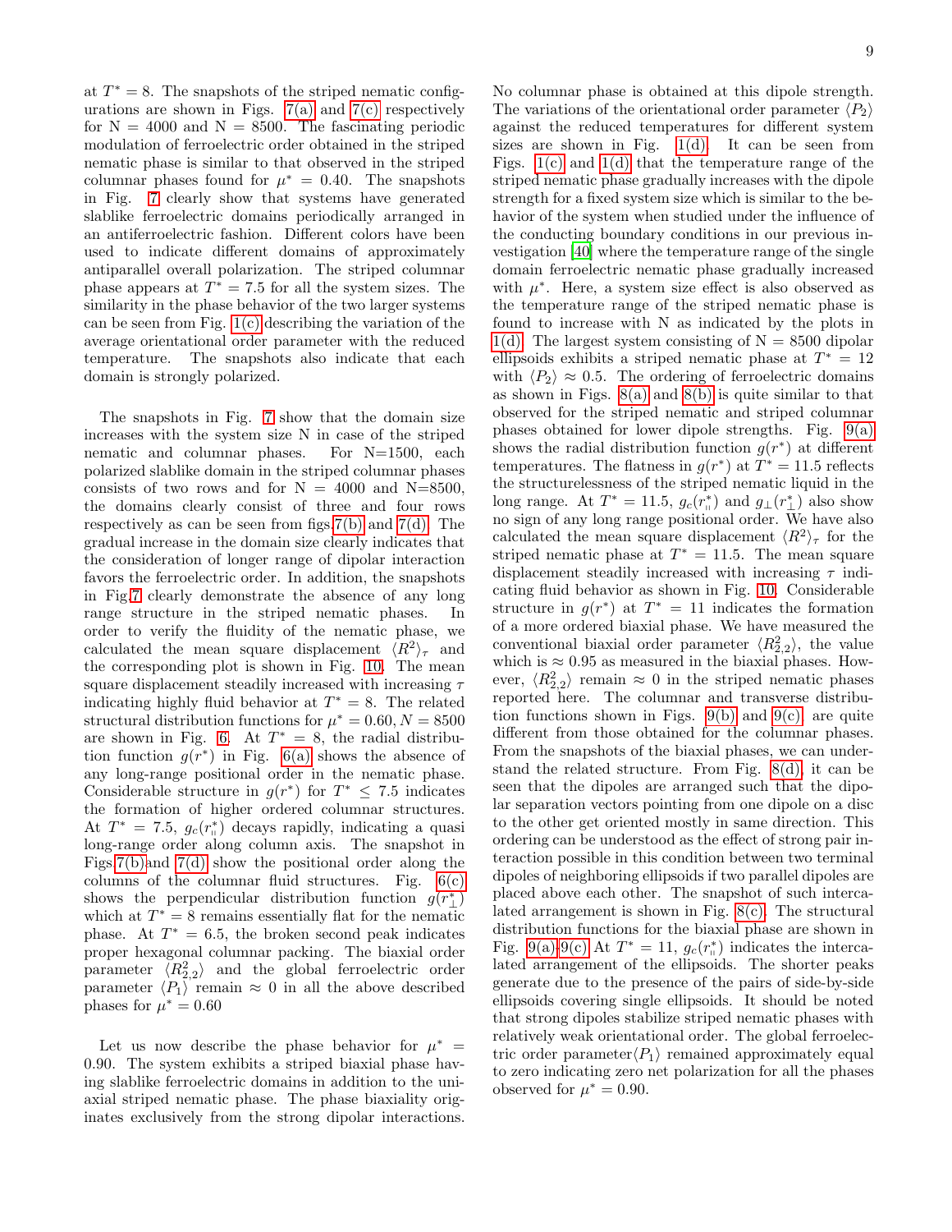at $T^* = 8$. The snapshots of the striped nematic configurations are shown in Figs. 7(a) and 7(c) respectively for N = 4000 and N = 8500. The fascinating periodic modulation of ferroelectric order obtained in the striped nematic phase is similar to that observed in the striped columnar phases found for $\mu^* = 0.40$. The snapshots in Fig. 7 clearly show that systems have generated slablike ferroelectric domains periodically arranged in an antiferroelectric fashion. Different colors have been used to indicate different domains of approximately antiparallel overall polarization. The striped columnar phase appears at $T^* = 7.5$ for all the system sizes. The similarity in the phase behavior of the two larger systems can be seen from Fig. 1(c) describing the variation of the average orientational order parameter with the reduced temperature. The snapshots also indicate that each domain is strongly polarized.

The snapshots in Fig. 7 show that the domain size increases with the system size N in case of the striped nematic and columnar phases. For N=1500, each polarized slablike domain in the striped columnar phases consists of two rows and for N = 4000 and N=8500, the domains clearly consist of three and four rows respectively as can be seen from figs.7(b) and 7(d). The gradual increase in the domain size clearly indicates that the consideration of longer range of dipolar interaction favors the ferroelectric order. In addition, the snapshots in Fig.7 clearly demonstrate the absence of any long range structure in the striped nematic phases. In order to verify the fluidity of the nematic phase, we calculated the mean square displacement $\langle R^2 \rangle_\tau$ and the corresponding plot is shown in Fig. 10. The mean square displacement steadily increased with increasing $\tau$ indicating highly fluid behavior at $T^* = 8$. The related structural distribution functions for $\mu^* = 0.60, N = 8500$ are shown in Fig. 6. At $T^* = 8$, the radial distribution function $g(r^*)$ in Fig. 6(a) shows the absence of any long-range positional order in the nematic phase. Considerable structure in $g(r^*)$ for $T^* \leq 7.5$ indicates the formation of higher ordered columnar structures. At $T^* = 7.5$, $g_c(r^*_{\shortparallel})$ decays rapidly, indicating a quasi long-range order along column axis. The snapshot in Figs 7(b) and 7(d) show the positional order along the columns of the columnar fluid structures. Fig. 6(c) shows the perpendicular distribution function $g(r^*_{\perp})$ which at $T^* = 8$ remains essentially flat for the nematic phase. At $T^* = 6.5$, the broken second peak indicates proper hexagonal columnar packing. The biaxial order parameter $\langle R^2_{2,2} \rangle$ and the global ferroelectric order parameter $\langle P_1 \rangle$ remain $\approx 0$ in all the above described phases for $\mu^* = 0.60$

Let us now describe the phase behavior for $\mu^* = 0.90$. The system exhibits a striped biaxial phase having slablike ferroelectric domains in addition to the uniaxial striped nematic phase. The phase biaxiality originates exclusively from the strong dipolar interactions. No columnar phase is obtained at this dipole strength. The variations of the orientational order parameter $\langle P_2 \rangle$ against the reduced temperatures for different system sizes are shown in Fig. 1(d). It can be seen from Figs. 1(c) and 1(d) that the temperature range of the striped nematic phase gradually increases with the dipole strength for a fixed system size which is similar to the behavior of the system when studied under the influence of the conducting boundary conditions in our previous investigation [40] where the temperature range of the single domain ferroelectric nematic phase gradually increased with $\mu^*$. Here, a system size effect is also observed as the temperature range of the striped nematic phase is found to increase with N as indicated by the plots in 1(d). The largest system consisting of N = 8500 dipolar ellipsoids exhibits a striped nematic phase at $T^* = 12$ with $\langle P_2 \rangle \approx 0.5$. The ordering of ferroelectric domains as shown in Figs. 8(a) and 8(b) is quite similar to that observed for the striped nematic and striped columnar phases obtained for lower dipole strengths. Fig. 9(a) shows the radial distribution function $g(r^*)$ at different temperatures. The flatness in $g(r^*)$ at $T^* = 11.5$ reflects the structurelessness of the striped nematic liquid in the long range. At $T^* = 11.5$, $g_c(r^*_{\shortparallel})$ and $g_{\perp}(r^*_{\perp})$ also show no sign of any long range positional order. We have also calculated the mean square displacement $\langle R^2 \rangle_\tau$ for the striped nematic phase at $T^* = 11.5$. The mean square displacement steadily increased with increasing $\tau$ indicating fluid behavior as shown in Fig. 10. Considerable structure in $g(r^*)$ at $T^* = 11$ indicates the formation of a more ordered biaxial phase. We have measured the conventional biaxial order parameter $\langle R^2_{2,2} \rangle$, the value which is $\approx 0.95$ as measured in the biaxial phases. However, $\langle R^2_{2,2} \rangle$ remain $\approx 0$ in the striped nematic phases reported here. The columnar and transverse distribution functions shown in Figs. 9(b) and 9(c) are quite different from those obtained for the columnar phases. From the snapshots of the biaxial phases, we can understand the related structure. From Fig. 8(d), it can be seen that the dipoles are arranged such that the dipolar separation vectors pointing from one dipole on a disc to the other get oriented mostly in same direction. This ordering can be understood as the effect of strong pair interaction possible in this condition between two terminal dipoles of neighboring ellipsoids if two parallel dipoles are placed above each other. The snapshot of such intercalated arrangement is shown in Fig. 8(c). The structural distribution functions for the biaxial phase are shown in Fig. 9(a)-9(c) At $T^* = 11$, $g_c(r^*_{\shortparallel})$ indicates the intercalated arrangement of the ellipsoids. The shorter peaks generate due to the presence of the pairs of side-by-side ellipsoids covering single ellipsoids. It should be noted that strong dipoles stabilize striped nematic phases with relatively weak orientational order. The global ferroelectric order parameter$\langle P_1 \rangle$ remained approximately equal to zero indicating zero net polarization for all the phases observed for $\mu^* = 0.90$.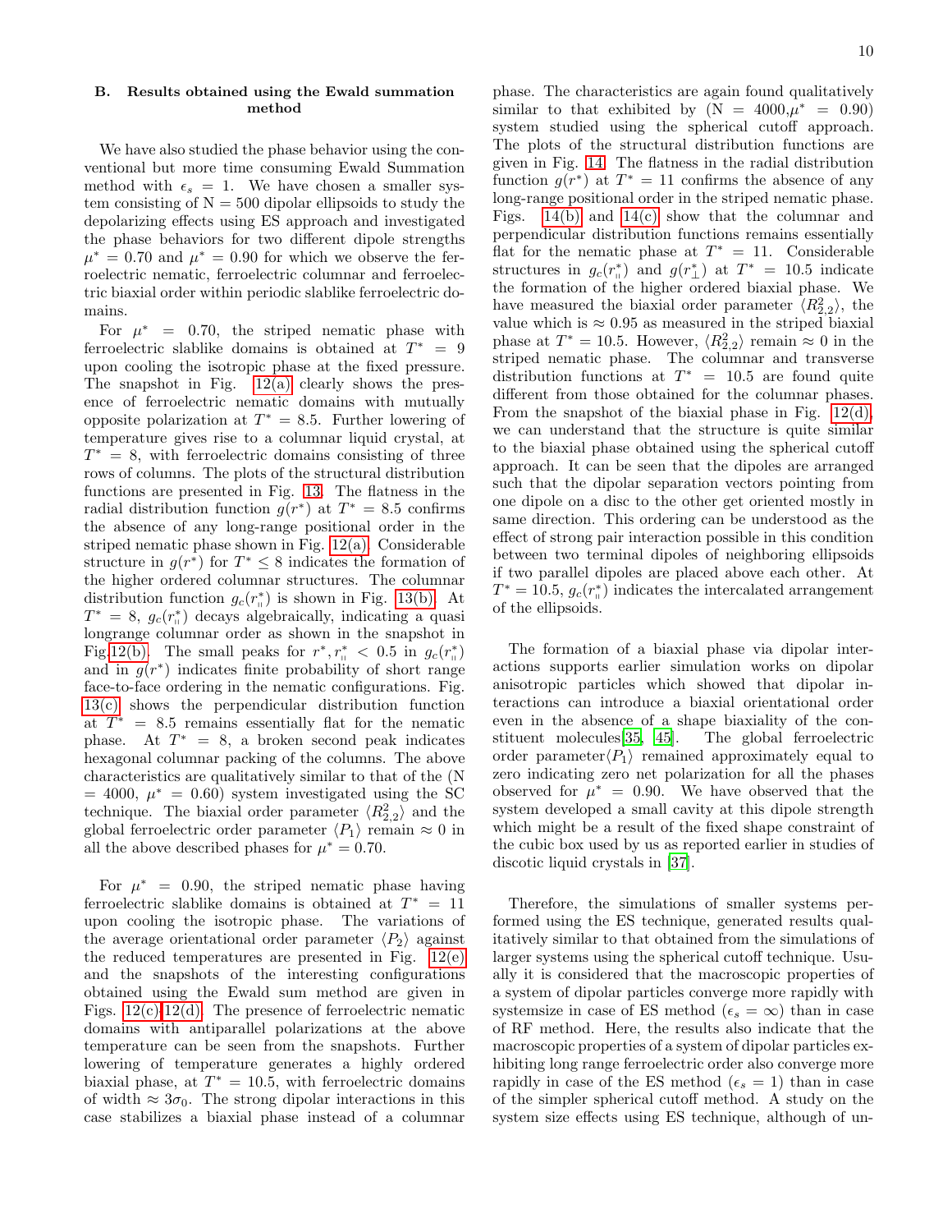### B. Results obtained using the Ewald summation method

We have also studied the phase behavior using the conventional but more time consuming Ewald Summation method with $\epsilon_s = 1$. We have chosen a smaller system consisting of N = 500 dipolar ellipsoids to study the depolarizing effects using ES approach and investigated the phase behaviors for two different dipole strengths $\mu^* = 0.70$ and $\mu^* = 0.90$ for which we observe the ferroelectric nematic, ferroelectric columnar and ferroelectric biaxial order within periodic slablike ferroelectric domains.

For $\mu^* = 0.70$, the striped nematic phase with ferroelectric slablike domains is obtained at $T^* = 9$ upon cooling the isotropic phase at the fixed pressure. The snapshot in Fig. 12(a) clearly shows the presence of ferroelectric nematic domains with mutually opposite polarization at $T^* = 8.5$. Further lowering of temperature gives rise to a columnar liquid crystal, at $T^* = 8$, with ferroelectric domains consisting of three rows of columns. The plots of the structural distribution functions are presented in Fig. 13. The flatness in the radial distribution function $g(r^*)$ at $T^* = 8.5$ confirms the absence of any long-range positional order in the striped nematic phase shown in Fig. 12(a). Considerable structure in $g(r^*)$ for $T^* \leq 8$ indicates the formation of the higher ordered columnar structures. The columnar distribution function $g_c(r^*_{\shortparallel})$ is shown in Fig. 13(b). At $T^* = 8$, $g_c(r^*_{\shortparallel})$ decays algebraically, indicating a quasi longrange columnar order as shown in the snapshot in Fig.12(b). The small peaks for $r^*, r^*_{\shortparallel} < 0.5$ in $g_c(r^*_{\shortparallel})$ and in $g(r^*)$ indicates finite probability of short range face-to-face ordering in the nematic configurations. Fig. 13(c) shows the perpendicular distribution function at $T^* = 8.5$ remains essentially flat for the nematic phase. At $T^* = 8$, a broken second peak indicates hexagonal columnar packing of the columns. The above characteristics are qualitatively similar to that of the (N = 4000, $\mu^* = 0.60$) system investigated using the SC technique. The biaxial order parameter $\langle R^2_{2,2}\rangle$ and the global ferroelectric order parameter $\langle P_1\rangle$ remain $\approx 0$ in all the above described phases for $\mu^* = 0.70$.

For $\mu^* = 0.90$, the striped nematic phase having ferroelectric slablike domains is obtained at $T^* = 11$ upon cooling the isotropic phase. The variations of the average orientational order parameter $\langle P_2\rangle$ against the reduced temperatures are presented in Fig. 12(e) and the snapshots of the interesting configurations obtained using the Ewald sum method are given in Figs. 12(c)-12(d). The presence of ferroelectric nematic domains with antiparallel polarizations at the above temperature can be seen from the snapshots. Further lowering of temperature generates a highly ordered biaxial phase, at $T^* = 10.5$, with ferroelectric domains of width $\approx 3\sigma_0$. The strong dipolar interactions in this case stabilizes a biaxial phase instead of a columnar phase. The characteristics are again found qualitatively similar to that exhibited by (N = 4000, $\mu^* = 0.90$) system studied using the spherical cutoff approach. The plots of the structural distribution functions are given in Fig. 14. The flatness in the radial distribution function $g(r^*)$ at $T^* = 11$ confirms the absence of any long-range positional order in the striped nematic phase. Figs. 14(b) and 14(c) show that the columnar and perpendicular distribution functions remains essentially flat for the nematic phase at $T^* = 11$. Considerable structures in $g_c(r^*_{\shortparallel})$ and $g(r^*_{\perp})$ at $T^* = 10.5$ indicate the formation of the higher ordered biaxial phase. We have measured the biaxial order parameter $\langle R^2_{2,2}\rangle$, the value which is $\approx 0.95$ as measured in the striped biaxial phase at $T^* = 10.5$. However, $\langle R^2_{2,2}\rangle$ remain $\approx 0$ in the striped nematic phase. The columnar and transverse distribution functions at $T^* = 10.5$ are found quite different from those obtained for the columnar phases. From the snapshot of the biaxial phase in Fig. 12(d), we can understand that the structure is quite similar to the biaxial phase obtained using the spherical cutoff approach. It can be seen that the dipoles are arranged such that the dipolar separation vectors pointing from one dipole on a disc to the other get oriented mostly in same direction. This ordering can be understood as the effect of strong pair interaction possible in this condition between two terminal dipoles of neighboring ellipsoids if two parallel dipoles are placed above each other. At $T^* = 10.5$, $g_c(r^*_{\shortparallel})$ indicates the intercalated arrangement of the ellipsoids.

The formation of a biaxial phase via dipolar interactions supports earlier simulation works on dipolar anisotropic particles which showed that dipolar interactions can introduce a biaxial orientational order even in the absence of a shape biaxiality of the constituent molecules[35, 45]. The global ferroelectric order parameter$\langle P_1\rangle$ remained approximately equal to zero indicating zero net polarization for all the phases observed for $\mu^* = 0.90$. We have observed that the system developed a small cavity at this dipole strength which might be a result of the fixed shape constraint of the cubic box used by us as reported earlier in studies of discotic liquid crystals in [37].

Therefore, the simulations of smaller systems performed using the ES technique, generated results qualitatively similar to that obtained from the simulations of larger systems using the spherical cutoff technique. Usually it is considered that the macroscopic properties of a system of dipolar particles converge more rapidly with systemsize in case of ES method ($\epsilon_s = \infty$) than in case of RF method. Here, the results also indicate that the macroscopic properties of a system of dipolar particles exhibiting long range ferroelectric order also converge more rapidly in case of the ES method ($\epsilon_s = 1$) than in case of the simpler spherical cutoff method. A study on the system size effects using ES technique, although of un-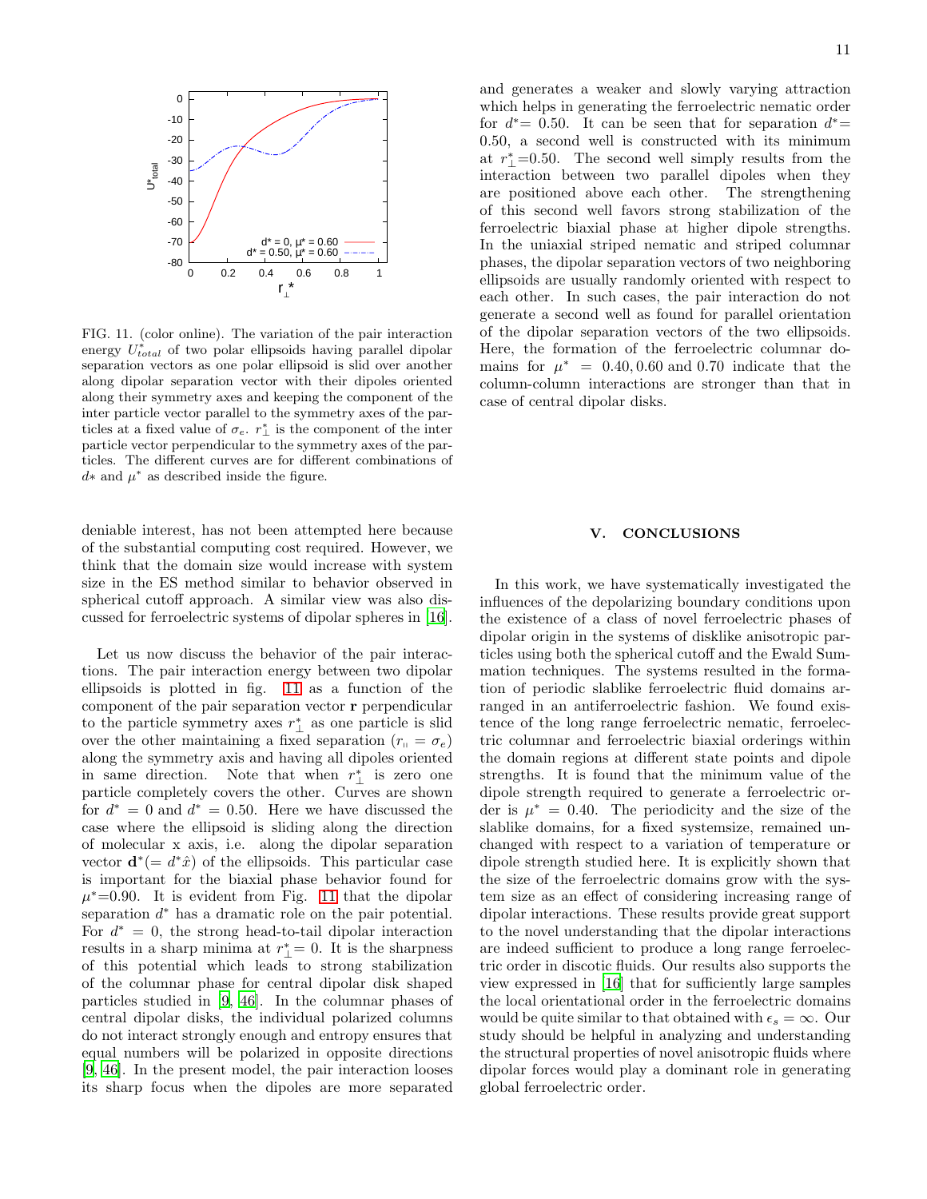FIG. 11. (color online). The variation of the pair interaction energy $U^*_{total}$ of two polar ellipsoids having parallel dipolar separation vectors as one polar ellipsoid is slid over another along dipolar separation vector with their dipoles oriented along their symmetry axes and keeping the component of the inter particle vector parallel to the symmetry axes of the particles at a fixed value of $\sigma_e$. $r^*_\perp$ is the component of the inter particle vector perpendicular to the symmetry axes of the particles. The different curves are for different combinations of $d*$ and $\mu^*$ as described inside the figure.

deniable interest, has not been attempted here because of the substantial computing cost required. However, we think that the domain size would increase with system size in the ES method similar to behavior observed in spherical cutoff approach. A similar view was also discussed for ferroelectric systems of dipolar spheres in [16].

Let us now discuss the behavior of the pair interactions. The pair interaction energy between two dipolar ellipsoids is plotted in fig. 11 as a function of the component of the pair separation vector **r** perpendicular to the particle symmetry axes $r^*_\perp$ as one particle is slid over the other maintaining a fixed separation ($r_{\shortparallel} = \sigma_e$) along the symmetry axis and having all dipoles oriented in same direction. Note that when $r^*_\perp$ is zero one particle completely covers the other. Curves are shown for $d^* = 0$ and $d^* = 0.50$. Here we have discussed the case where the ellipsoid is sliding along the direction of molecular x axis, i.e. along the dipolar separation vector $\mathbf{d}^*(= d^*\hat{x})$ of the ellipsoids. This particular case is important for the biaxial phase behavior found for $\mu^*$=0.90. It is evident from Fig. 11 that the dipolar separation $d^*$ has a dramatic role on the pair potential. For $d^* = 0$, the strong head-to-tail dipolar interaction results in a sharp minima at $r^*_\perp$= 0. It is the sharpness of this potential which leads to strong stabilization of the columnar phase for central dipolar disk shaped particles studied in [9, 46]. In the columnar phases of central dipolar disks, the individual polarized columns do not interact strongly enough and entropy ensures that equal numbers will be polarized in opposite directions [9, 46]. In the present model, the pair interaction looses its sharp focus when the dipoles are more separated and generates a weaker and slowly varying attraction which helps in generating the ferroelectric nematic order for $d^*$= 0.50. It can be seen that for separation $d^*$= 0.50, a second well is constructed with its minimum at $r^*_\perp$=0.50. The second well simply results from the interaction between two parallel dipoles when they are positioned above each other. The strengthening of this second well favors strong stabilization of the ferroelectric biaxial phase at higher dipole strengths. In the uniaxial striped nematic and striped columnar phases, the dipolar separation vectors of two neighboring ellipsoids are usually randomly oriented with respect to each other. In such cases, the pair interaction do not generate a second well as found for parallel orientation of the dipolar separation vectors of the two ellipsoids. Here, the formation of the ferroelectric columnar domains for $\mu^* = 0.40, 0.60$ and $0.70$ indicate that the column-column interactions are stronger than that in case of central dipolar disks.

## V. CONCLUSIONS

In this work, we have systematically investigated the influences of the depolarizing boundary conditions upon the existence of a class of novel ferroelectric phases of dipolar origin in the systems of disklike anisotropic particles using both the spherical cutoff and the Ewald Summation techniques. The systems resulted in the formation of periodic slablike ferroelectric fluid domains arranged in an antiferroelectric fashion. We found existence of the long range ferroelectric nematic, ferroelectric columnar and ferroelectric biaxial orderings within the domain regions at different state points and dipole strengths. It is found that the minimum value of the dipole strength required to generate a ferroelectric order is $\mu^* = 0.40$. The periodicity and the size of the slablike domains, for a fixed systemsize, remained unchanged with respect to a variation of temperature or dipole strength studied here. It is explicitly shown that the size of the ferroelectric domains grow with the system size as an effect of considering increasing range of dipolar interactions. These results provide great support to the novel understanding that the dipolar interactions are indeed sufficient to produce a long range ferroelectric order in discotic fluids. Our results also supports the view expressed in [16] that for sufficiently large samples the local orientational order in the ferroelectric domains would be quite similar to that obtained with $\epsilon_s = \infty$. Our study should be helpful in analyzing and understanding the structural properties of novel anisotropic fluids where dipolar forces would play a dominant role in generating global ferroelectric order.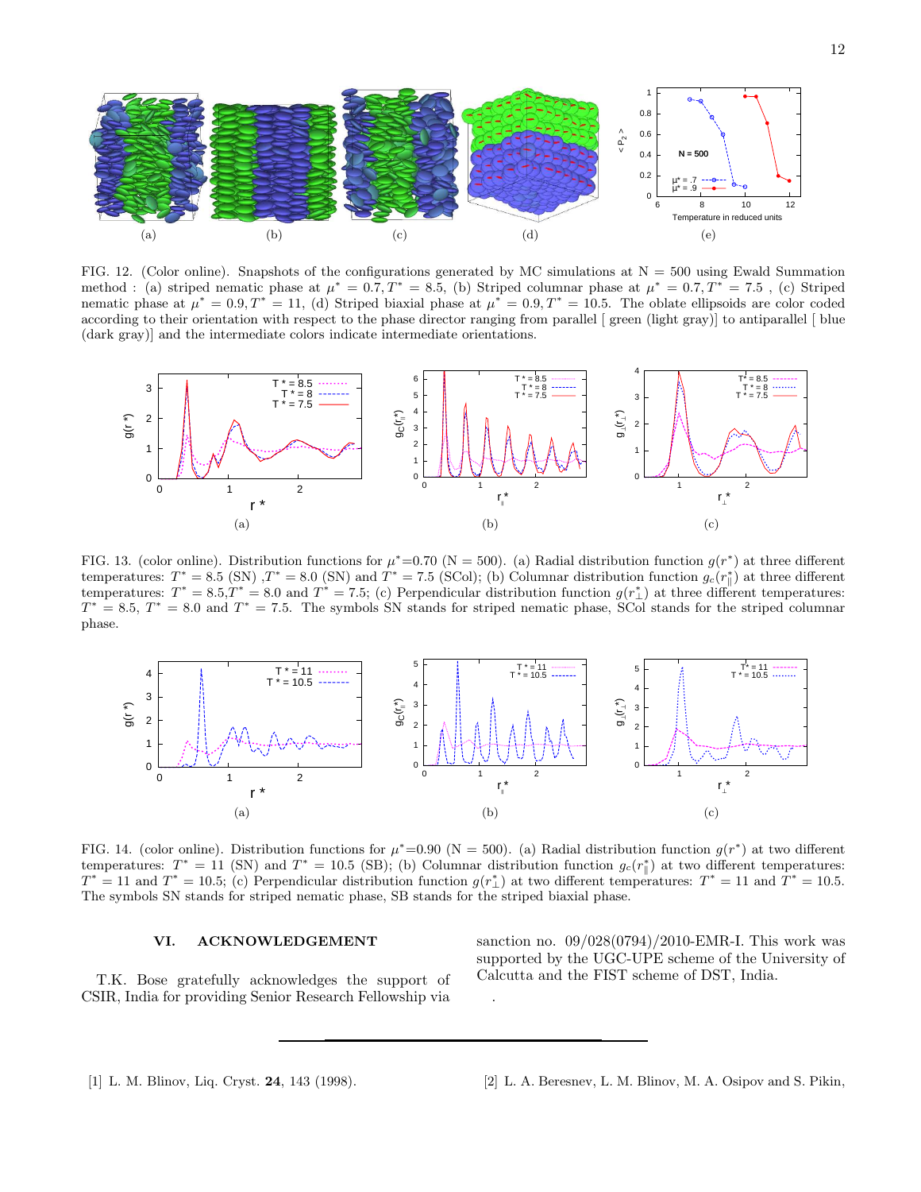FIG. 12. (Color online). Snapshots of the configurations generated by MC simulations at N = 500 using Ewald Summation method : (a) striped nematic phase at $\mu^* = 0.7, T^* = 8.5$, (b) Striped columnar phase at $\mu^* = 0.7, T^* = 7.5$ , (c) Striped nematic phase at $\mu^* = 0.9, T^* = 11$, (d) Striped biaxial phase at $\mu^* = 0.9, T^* = 10.5$. The oblate ellipsoids are color coded according to their orientation with respect to the phase director ranging from parallel [ green (light gray)] to antiparallel [ blue (dark gray)] and the intermediate colors indicate intermediate orientations.

FIG. 13. (color online). Distribution functions for $\mu^*$=0.70 (N = 500). (a) Radial distribution function $g(r^*)$ at three different temperatures: $T^* = 8.5$ (SN) ,$T^* = 8.0$ (SN) and $T^* = 7.5$ (SCol); (b) Columnar distribution function $g_c(r^*_\parallel)$ at three different temperatures: $T^* = 8.5$,$T^* = 8.0$ and $T^* = 7.5$; (c) Perpendicular distribution function $g(r^*_\perp)$ at three different temperatures: $T^* = 8.5$, $T^* = 8.0$ and $T^* = 7.5$. The symbols SN stands for striped nematic phase, SCol stands for the striped columnar phase.

FIG. 14. (color online). Distribution functions for $\mu^*$=0.90 (N = 500). (a) Radial distribution function $g(r^*)$ at two different temperatures: $T^* = 11$ (SN) and $T^* = 10.5$ (SB); (b) Columnar distribution function $g_c(r^*_\parallel)$ at two different temperatures: $T^* = 11$ and $T^* = 10.5$; (c) Perpendicular distribution function $g(r^*_\perp)$ at two different temperatures: $T^* = 11$ and $T^* = 10.5$. The symbols SN stands for striped nematic phase, SB stands for the striped biaxial phase.

## VI. ACKNOWLEDGEMENT

T.K. Bose gratefully acknowledges the support of CSIR, India for providing Senior Research Fellowship via sanction no. 09/028(0794)/2010-EMR-I. This work was supported by the UGC-UPE scheme of the University of Calcutta and the FIST scheme of DST, India.

[1] L. M. Blinov, Liq. Cryst. **24**, 143 (1998).

[2] L. A. Beresnev, L. M. Blinov, M. A. Osipov and S. Pikin,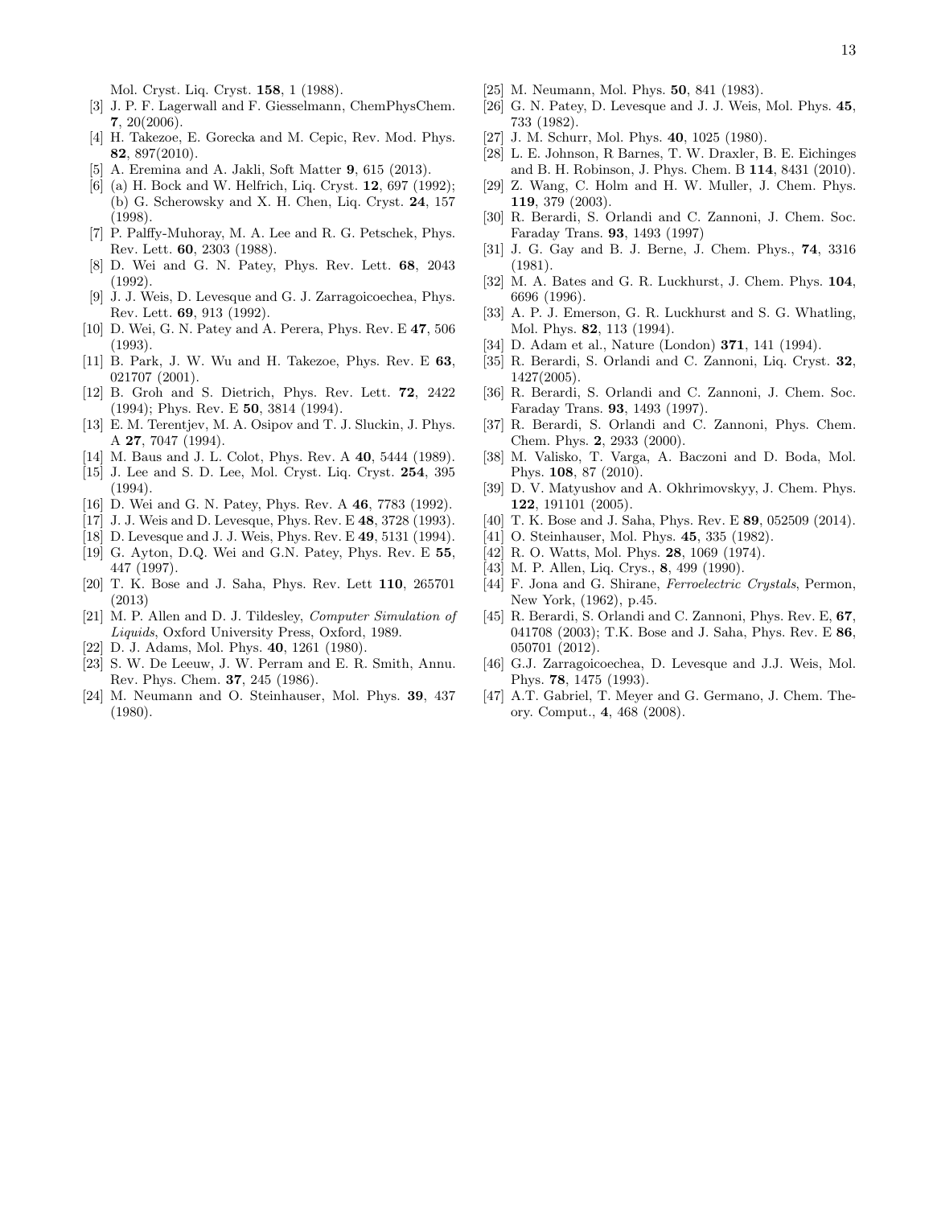Mol. Cryst. Liq. Cryst. **158**, 1 (1988).

[3] J. P. F. Lagerwall and F. Giesselmann, ChemPhysChem. **7**, 20(2006).

[4] H. Takezoe, E. Gorecka and M. Cepic, Rev. Mod. Phys. **82**, 897(2010).

[5] A. Eremina and A. Jakli, Soft Matter **9**, 615 (2013).

[6] (a) H. Bock and W. Helfrich, Liq. Cryst. **12**, 697 (1992); (b) G. Scherowsky and X. H. Chen, Liq. Cryst. **24**, 157 (1998).

[7] P. Palffy-Muhoray, M. A. Lee and R. G. Petschek, Phys. Rev. Lett. **60**, 2303 (1988).

[8] D. Wei and G. N. Patey, Phys. Rev. Lett. **68**, 2043 (1992).

[9] J. J. Weis, D. Levesque and G. J. Zarragoicoechea, Phys. Rev. Lett. **69**, 913 (1992).

[10] D. Wei, G. N. Patey and A. Perera, Phys. Rev. E **47**, 506 (1993).

[11] B. Park, J. W. Wu and H. Takezoe, Phys. Rev. E **63**, 021707 (2001).

[12] B. Groh and S. Dietrich, Phys. Rev. Lett. **72**, 2422 (1994); Phys. Rev. E **50**, 3814 (1994).

[13] E. M. Terentjev, M. A. Osipov and T. J. Sluckin, J. Phys. A **27**, 7047 (1994).

[14] M. Baus and J. L. Colot, Phys. Rev. A **40**, 5444 (1989).

[15] J. Lee and S. D. Lee, Mol. Cryst. Liq. Cryst. **254**, 395 (1994).

[16] D. Wei and G. N. Patey, Phys. Rev. A **46**, 7783 (1992).

[17] J. J. Weis and D. Levesque, Phys. Rev. E **48**, 3728 (1993).

[18] D. Levesque and J. J. Weis, Phys. Rev. E **49**, 5131 (1994).

[19] G. Ayton, D.Q. Wei and G.N. Patey, Phys. Rev. E **55**, 447 (1997).

[20] T. K. Bose and J. Saha, Phys. Rev Lett **110**, 265701 (2013)

[21] M. P. Allen and D. J. Tildesley, *Computer Simulation of Liquids*, Oxford University Press, Oxford, 1989.

[22] D. J. Adams, Mol. Phys. **40**, 1261 (1980).

[23] S. W. De Leeuw, J. W. Perram and E. R. Smith, Annu. Rev. Phys. Chem. **37**, 245 (1986).

[24] M. Neumann and O. Steinhauser, Mol. Phys. **39**, 437 (1980).

[25] M. Neumann, Mol. Phys. **50**, 841 (1983).

[26] G. N. Patey, D. Levesque and J. J. Weis, Mol. Phys. **45**, 733 (1982).

[27] J. M. Schurr, Mol. Phys. **40**, 1025 (1980).

[28] L. E. Johnson, R Barnes, T. W. Draxler, B. E. Eichinges and B. H. Robinson, J. Phys. Chem. B **114**, 8431 (2010).

[29] Z. Wang, C. Holm and H. W. Muller, J. Chem. Phys. **119**, 379 (2003).

[30] R. Berardi, S. Orlandi and C. Zannoni, J. Chem. Soc. Faraday Trans. **93**, 1493 (1997)

[31] J. G. Gay and B. J. Berne, J. Chem. Phys., **74**, 3316 (1981).

[32] M. A. Bates and G. R. Luckhurst, J. Chem. Phys. **104**, 6696 (1996).

[33] A. P. J. Emerson, G. R. Luckhurst and S. G. Whatling, Mol. Phys. **82**, 113 (1994).

[34] D. Adam et al., Nature (London) **371**, 141 (1994).

[35] R. Berardi, S. Orlandi and C. Zannoni, Liq. Cryst. **32**, 1427(2005).

[36] R. Berardi, S. Orlandi and C. Zannoni, J. Chem. Soc. Faraday Trans. **93**, 1493 (1997).

[37] R. Berardi, S. Orlandi and C. Zannoni, Phys. Chem. Chem. Phys. **2**, 2933 (2000).

[38] M. Valisko, T. Varga, A. Baczoni and D. Boda, Mol. Phys. **108**, 87 (2010).

[39] D. V. Matyushov and A. Okhrimovskyy, J. Chem. Phys. **122**, 191101 (2005).

[40] T. K. Bose and J. Saha, Phys. Rev. E **89**, 052509 (2014).

[41] O. Steinhauser, Mol. Phys. **45**, 335 (1982).

[42] R. O. Watts, Mol. Phys. **28**, 1069 (1974).

[43] M. P. Allen, Liq. Crys., **8**, 499 (1990).

[44] F. Jona and G. Shirane, *Ferroelectric Crystals*, Permon, New York, (1962), p.45.

[45] R. Berardi, S. Orlandi and C. Zannoni, Phys. Rev. E, **67**, 041708 (2003); T.K. Bose and J. Saha, Phys. Rev. E **86**, 050701 (2012).

[46] G.J. Zarragoicoechea, D. Levesque and J.J. Weis, Mol. Phys. **78**, 1475 (1993).

[47] A.T. Gabriel, T. Meyer and G. Germano, J. Chem. Theory. Comput., **4**, 468 (2008).